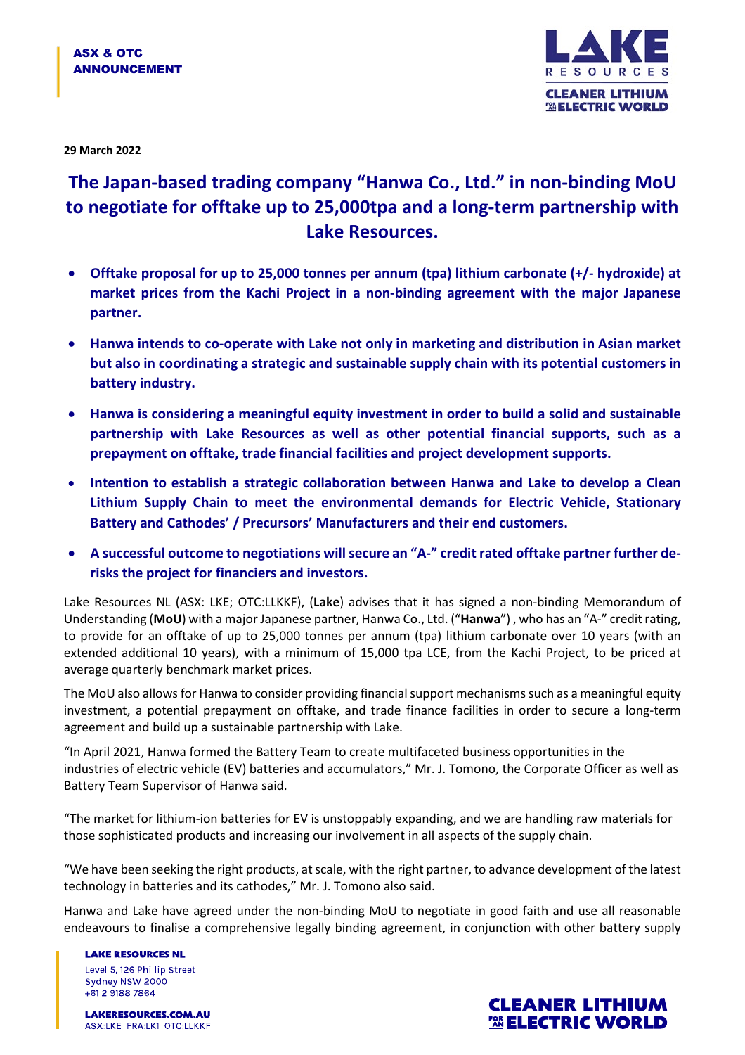**ASX & OTC ANNOUNCEMENT**

**29 March 2022**

# The Japan-based trading company "Hanwa Co., Ltd." in non-binding MoU to negotiate for offtake up to 25,000tpa and a long-term partnership with Lake Resources.

- **Offtake proposal for up to 25,000 tonnes per annum (tpa) lithium carbonate (+/- hydroxide) at market prices from the Kachi Project in a non-binding agreement with the major Japanese partner.**
- **Hanwa intends to co-operate with Lake not only in marketing and distribution in Asian market but also in coordinating a strategic and sustainable supply chain with its potential customers in battery industry.**
- **Hanwa is considering a meaningful equity investment in order to build a solid and sustainable partnership with Lake Resources as well as other potential financial supports, such as a prepayment on offtake, trade financial facilities and project development supports.**
- **Intention to establish a strategic collaboration between Hanwa and Lake to develop a Clean Lithium Supply Chain to meet the environmental demands for Electric Vehicle, Stationary Battery and Cathodes' / Precursors' Manufacturers and their end customers.**
- **A successful outcome to negotiations will secure an "A-" credit rated offtake partner further de-risks the project for financiers and investors.**

Lake Resources NL (ASX: LKE; OTC:LLKKF), (**Lake**) advises that it has signed a non-binding Memorandum of Understanding (**MoU**) with a major Japanese partner, Hanwa Co., Ltd. ("**Hanwa**") , who has an "A-" credit rating, to provide for an offtake of up to 25,000 tonnes per annum (tpa) lithium carbonate over 10 years (with an extended additional 10 years), with a minimum of 15,000 tpa LCE, from the Kachi Project, to be priced at average quarterly benchmark market prices.

The MoU also allows for Hanwa to consider providing financial support mechanisms such as a meaningful equity investment, a potential prepayment on offtake, and trade finance facilities in order to secure a long-term agreement and build up a sustainable partnership with Lake.

"In April 2021, Hanwa formed the Battery Team to create multifaceted business opportunities in the industries of electric vehicle (EV) batteries and accumulators," Mr. J. Tomono, the Corporate Officer as well as Battery Team Supervisor of Hanwa said.

"The market for lithium-ion batteries for EV is unstoppably expanding, and we are handling raw materials for those sophisticated products and increasing our involvement in all aspects of the supply chain.

"We have been seeking the right products, at scale, with the right partner, to advance development of the latest technology in batteries and its cathodes," Mr. J. Tomono also said.

Hanwa and Lake have agreed under the non-binding MoU to negotiate in good faith and use all reasonable endeavours to finalise a comprehensive legally binding agreement, in conjunction with other battery supply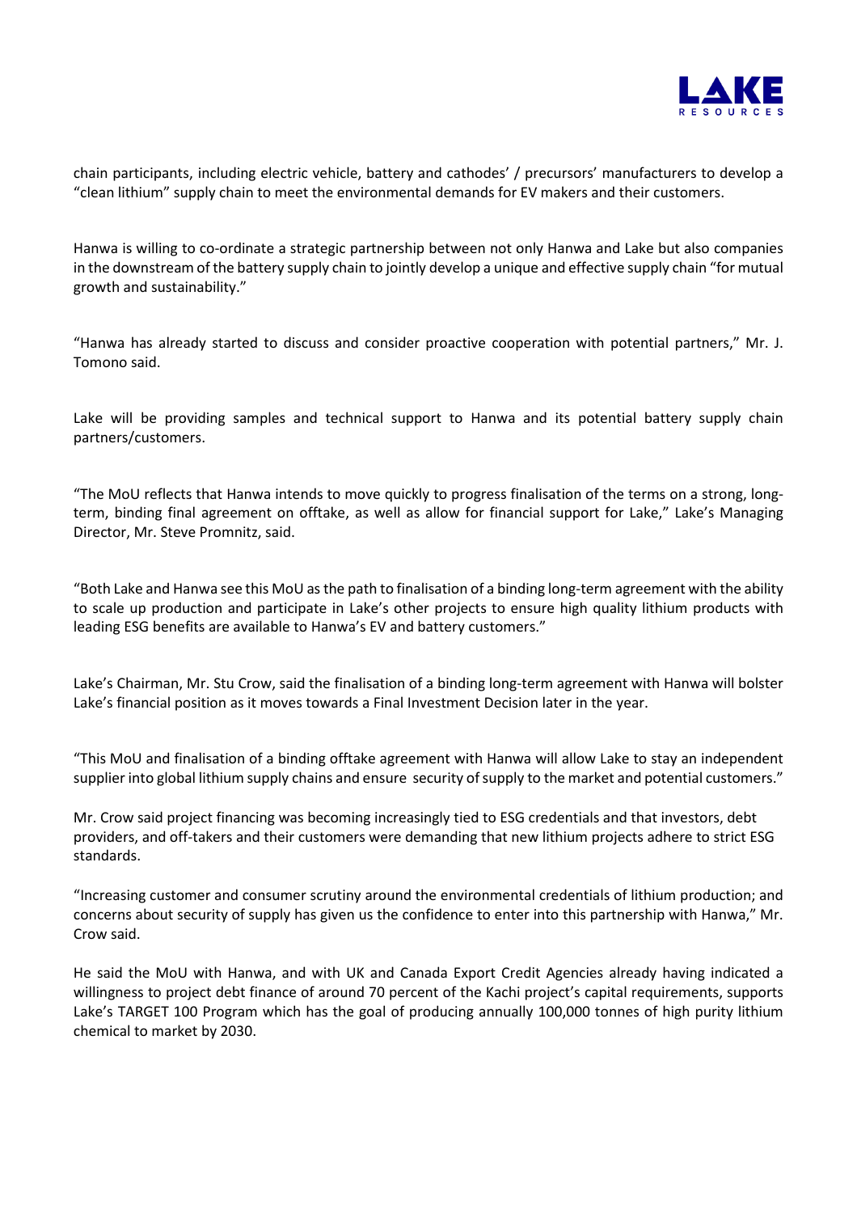chain participants, including electric vehicle, battery and cathodes' / precursors' manufacturers to develop a "clean lithium" supply chain to meet the environmental demands for EV makers and their customers.

Hanwa is willing to co-ordinate a strategic partnership between not only Hanwa and Lake but also companies in the downstream of the battery supply chain to jointly develop a unique and effective supply chain "for mutual growth and sustainability."

"Hanwa has already started to discuss and consider proactive cooperation with potential partners," Mr. J. Tomono said.

Lake will be providing samples and technical support to Hanwa and its potential battery supply chain partners/customers.

"The MoU reflects that Hanwa intends to move quickly to progress finalisation of the terms on a strong, long-term, binding final agreement on offtake, as well as allow for financial support for Lake," Lake's Managing Director, Mr. Steve Promnitz, said.

"Both Lake and Hanwa see this MoU as the path to finalisation of a binding long-term agreement with the ability to scale up production and participate in Lake's other projects to ensure high quality lithium products with leading ESG benefits are available to Hanwa's EV and battery customers."

Lake's Chairman, Mr. Stu Crow, said the finalisation of a binding long-term agreement with Hanwa will bolster Lake's financial position as it moves towards a Final Investment Decision later in the year.

"This MoU and finalisation of a binding offtake agreement with Hanwa will allow Lake to stay an independent supplier into global lithium supply chains and ensure security of supply to the market and potential customers."

Mr. Crow said project financing was becoming increasingly tied to ESG credentials and that investors, debt providers, and off-takers and their customers were demanding that new lithium projects adhere to strict ESG standards.

"Increasing customer and consumer scrutiny around the environmental credentials of lithium production; and concerns about security of supply has given us the confidence to enter into this partnership with Hanwa," Mr. Crow said.

He said the MoU with Hanwa, and with UK and Canada Export Credit Agencies already having indicated a willingness to project debt finance of around 70 percent of the Kachi project's capital requirements, supports Lake's TARGET 100 Program which has the goal of producing annually 100,000 tonnes of high purity lithium chemical to market by 2030.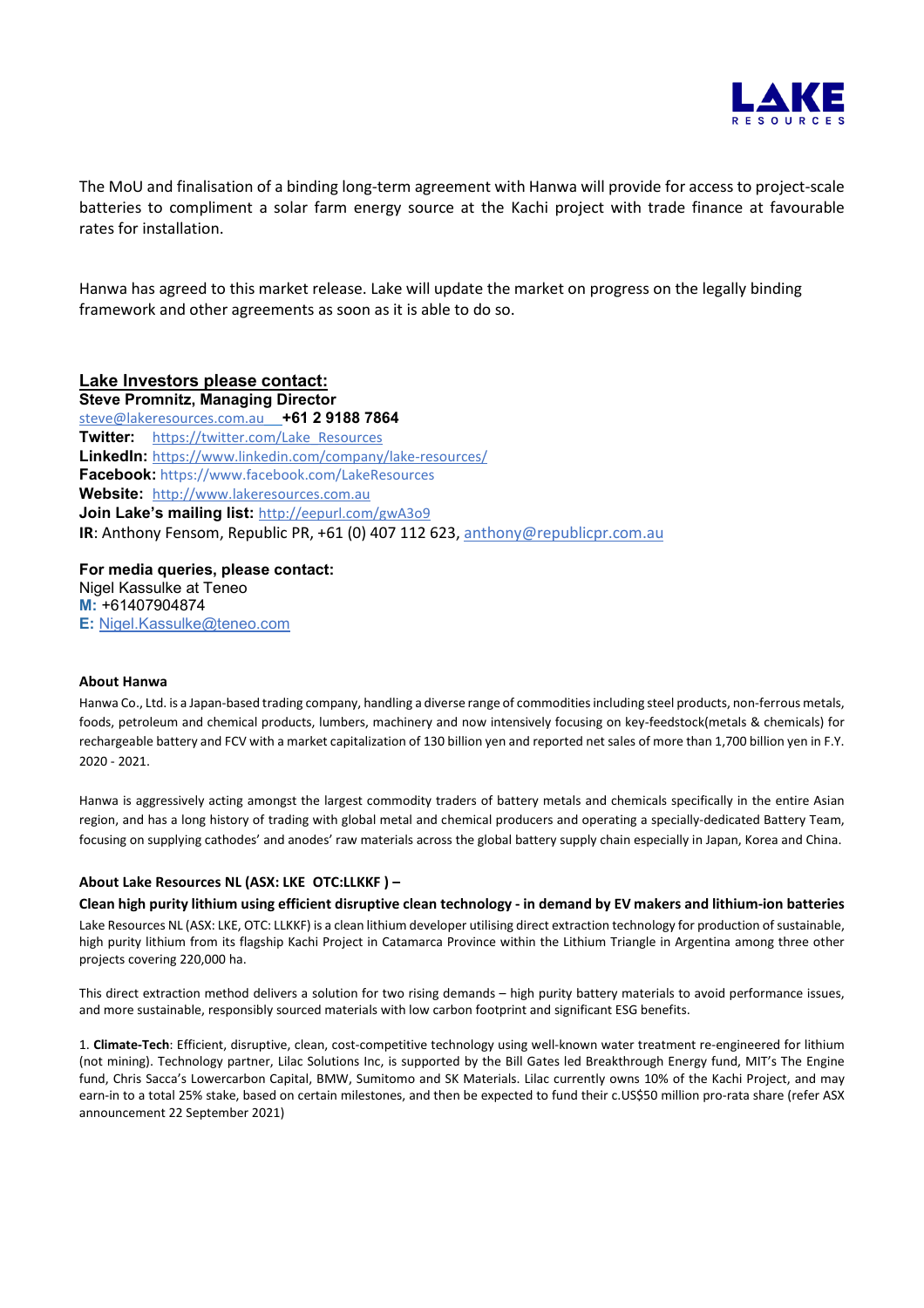The MoU and finalisation of a binding long-term agreement with Hanwa will provide for access to project-scale batteries to compliment a solar farm energy source at the Kachi project with trade finance at favourable rates for installation.

Hanwa has agreed to this market release. Lake will update the market on progress on the legally binding framework and other agreements as soon as it is able to do so.

**Lake Investors please contact:**
**Steve Promnitz, Managing Director**
steve@lakeresources.com.au **+61 2 9188 7864**
**Twitter:** https://twitter.com/Lake_Resources
**LinkedIn:** https://www.linkedin.com/company/lake-resources/
**Facebook:** https://www.facebook.com/LakeResources
**Website:** http://www.lakeresources.com.au
**Join Lake's mailing list:** http://eepurl.com/gwA3o9
**IR**: Anthony Fensom, Republic PR, +61 (0) 407 112 623, anthony@republicpr.com.au

**For media queries, please contact:**
Nigel Kassulke at Teneo
**M:** +61407904874
**E:** Nigel.Kassulke@teneo.com

**About Hanwa**

Hanwa Co., Ltd. is a Japan-based trading company, handling a diverse range of commodities including steel products, non-ferrous metals, foods, petroleum and chemical products, lumbers, machinery and now intensively focusing on key-feedstock(metals & chemicals) for rechargeable battery and FCV with a market capitalization of 130 billion yen and reported net sales of more than 1,700 billion yen in F.Y. 2020 - 2021.

Hanwa is aggressively acting amongst the largest commodity traders of battery metals and chemicals specifically in the entire Asian region, and has a long history of trading with global metal and chemical producers and operating a specially-dedicated Battery Team, focusing on supplying cathodes' and anodes' raw materials across the global battery supply chain especially in Japan, Korea and China.

**About Lake Resources NL (ASX: LKE OTC:LLKKF ) –**

**Clean high purity lithium using efficient disruptive clean technology - in demand by EV makers and lithium-ion batteries**

Lake Resources NL (ASX: LKE, OTC: LLKKF) is a clean lithium developer utilising direct extraction technology for production of sustainable, high purity lithium from its flagship Kachi Project in Catamarca Province within the Lithium Triangle in Argentina among three other projects covering 220,000 ha.

This direct extraction method delivers a solution for two rising demands – high purity battery materials to avoid performance issues, and more sustainable, responsibly sourced materials with low carbon footprint and significant ESG benefits.

1. **Climate-Tech**: Efficient, disruptive, clean, cost-competitive technology using well-known water treatment re-engineered for lithium (not mining). Technology partner, Lilac Solutions Inc, is supported by the Bill Gates led Breakthrough Energy fund, MIT's The Engine fund, Chris Sacca's Lowercarbon Capital, BMW, Sumitomo and SK Materials. Lilac currently owns 10% of the Kachi Project, and may earn-in to a total 25% stake, based on certain milestones, and then be expected to fund their c.US$50 million pro-rata share (refer ASX announcement 22 September 2021)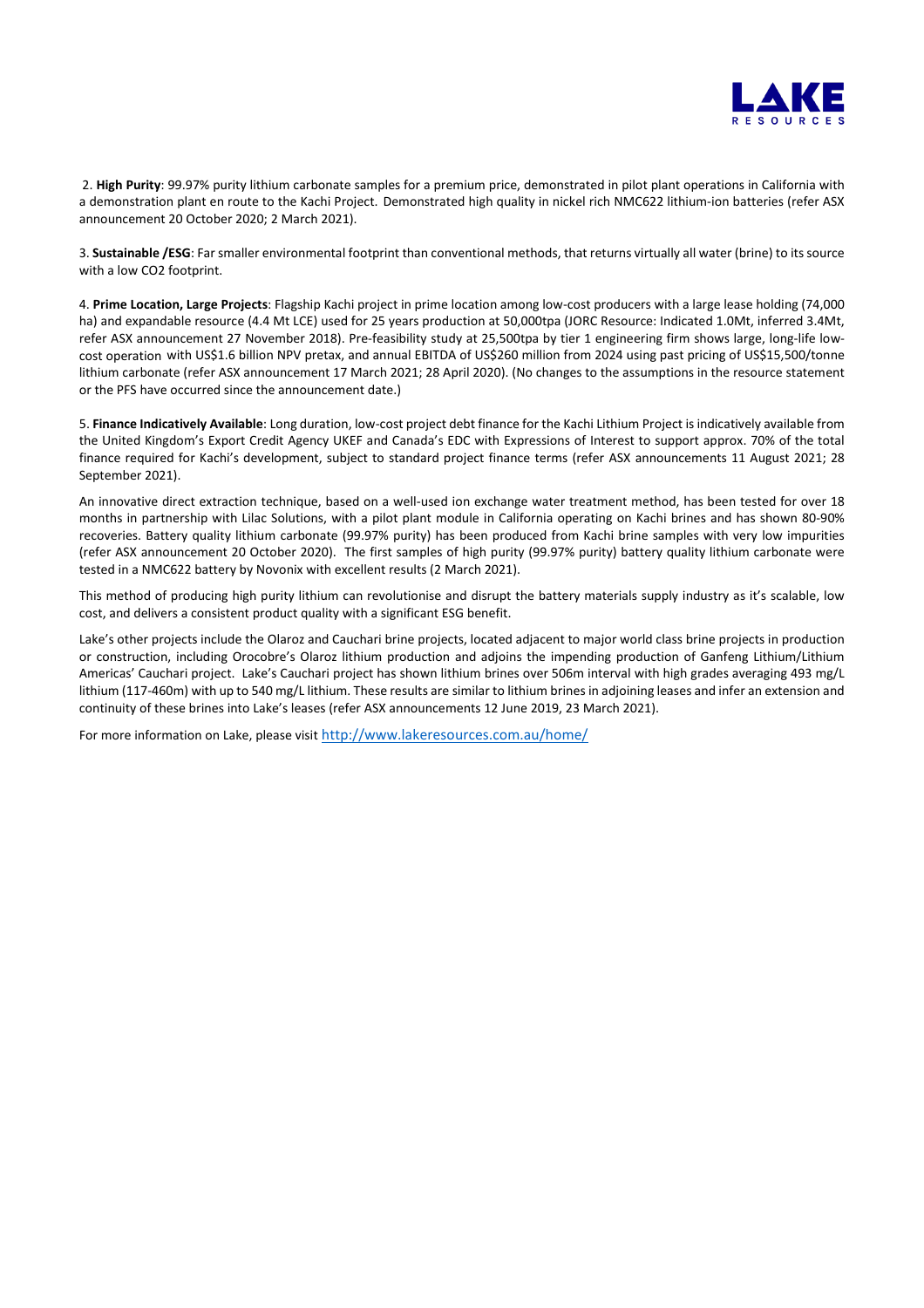2. **High Purity**: 99.97% purity lithium carbonate samples for a premium price, demonstrated in pilot plant operations in California with a demonstration plant en route to the Kachi Project. Demonstrated high quality in nickel rich NMC622 lithium-ion batteries (refer ASX announcement 20 October 2020; 2 March 2021).

3. **Sustainable /ESG**: Far smaller environmental footprint than conventional methods, that returns virtually all water (brine) to its source with a low CO2 footprint.

4. **Prime Location, Large Projects**: Flagship Kachi project in prime location among low-cost producers with a large lease holding (74,000 ha) and expandable resource (4.4 Mt LCE) used for 25 years production at 50,000tpa (JORC Resource: Indicated 1.0Mt, inferred 3.4Mt, refer ASX announcement 27 November 2018). Pre-feasibility study at 25,500tpa by tier 1 engineering firm shows large, long-life low-cost operation with US$1.6 billion NPV pretax, and annual EBITDA of US$260 million from 2024 using past pricing of US$15,500/tonne lithium carbonate (refer ASX announcement 17 March 2021; 28 April 2020). (No changes to the assumptions in the resource statement or the PFS have occurred since the announcement date.)

5. **Finance Indicatively Available**: Long duration, low-cost project debt finance for the Kachi Lithium Project is indicatively available from the United Kingdom's Export Credit Agency UKEF and Canada's EDC with Expressions of Interest to support approx. 70% of the total finance required for Kachi's development, subject to standard project finance terms (refer ASX announcements 11 August 2021; 28 September 2021).

An innovative direct extraction technique, based on a well-used ion exchange water treatment method, has been tested for over 18 months in partnership with Lilac Solutions, with a pilot plant module in California operating on Kachi brines and has shown 80-90% recoveries. Battery quality lithium carbonate (99.97% purity) has been produced from Kachi brine samples with very low impurities (refer ASX announcement 20 October 2020). The first samples of high purity (99.97% purity) battery quality lithium carbonate were tested in a NMC622 battery by Novonix with excellent results (2 March 2021).

This method of producing high purity lithium can revolutionise and disrupt the battery materials supply industry as it's scalable, low cost, and delivers a consistent product quality with a significant ESG benefit.

Lake's other projects include the Olaroz and Cauchari brine projects, located adjacent to major world class brine projects in production or construction, including Orocobre's Olaroz lithium production and adjoins the impending production of Ganfeng Lithium/Lithium Americas' Cauchari project. Lake's Cauchari project has shown lithium brines over 506m interval with high grades averaging 493 mg/L lithium (117-460m) with up to 540 mg/L lithium. These results are similar to lithium brines in adjoining leases and infer an extension and continuity of these brines into Lake's leases (refer ASX announcements 12 June 2019, 23 March 2021).

For more information on Lake, please visit http://www.lakeresources.com.au/home/